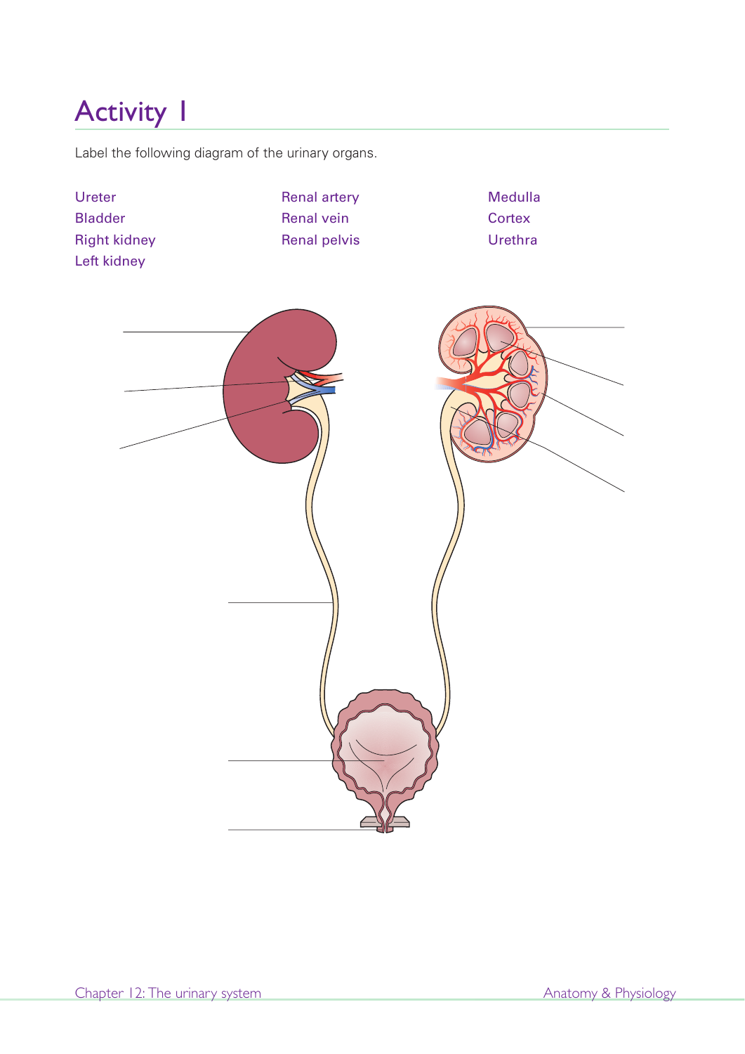# Activity 1

Label the following diagram of the urinary organs.

| | | |
|---|---|---|
| Ureter | Renal artery | Medulla |
| Bladder | Renal vein | Cortex |
| Right kidney | Renal pelvis | Urethra |
| Left kidney | | |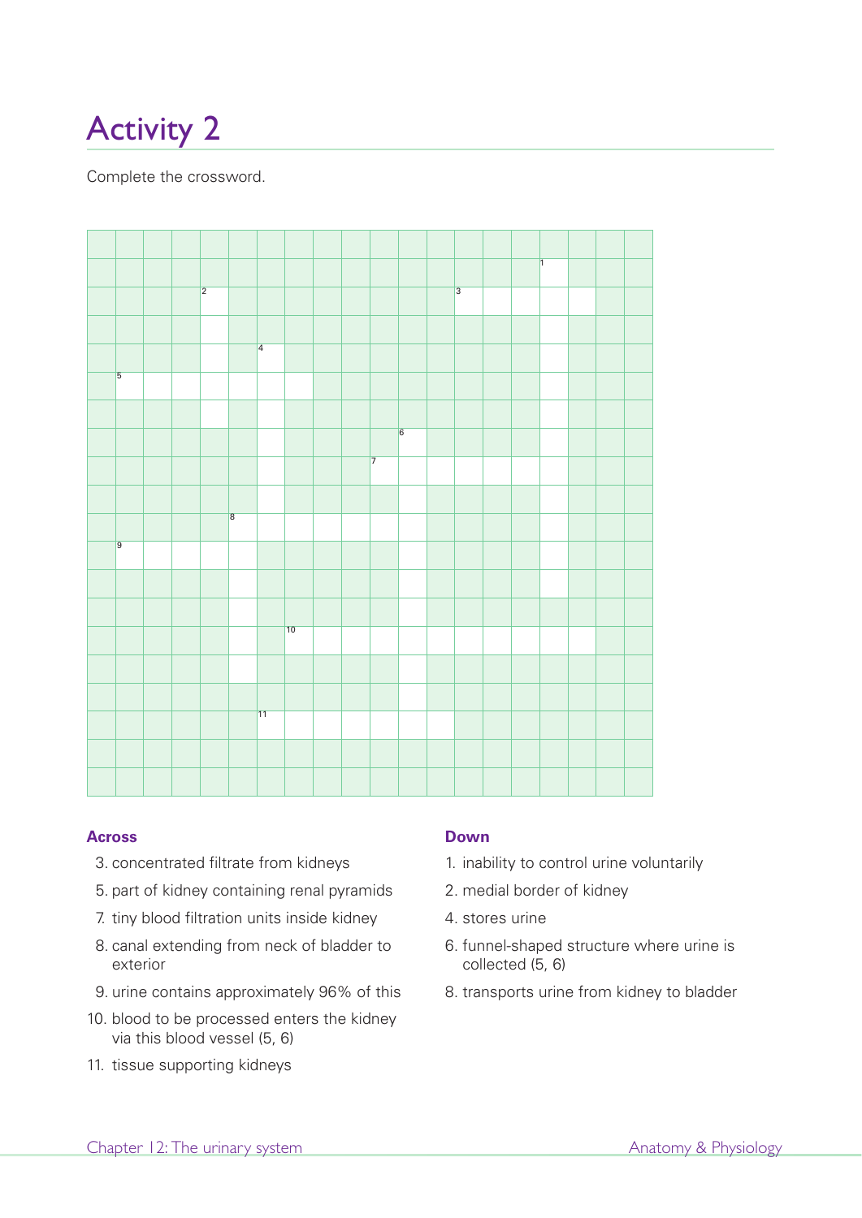# Activity 2

Complete the crossword.

## Across

3. concentrated filtrate from kidneys
5. part of kidney containing renal pyramids
7. tiny blood filtration units inside kidney
8. canal extending from neck of bladder to exterior
9. urine contains approximately 96% of this
10. blood to be processed enters the kidney via this blood vessel (5, 6)
11. tissue supporting kidneys

## Down

1. inability to control urine voluntarily
2. medial border of kidney
4. stores urine
6. funnel-shaped structure where urine is collected (5, 6)
8. transports urine from kidney to bladder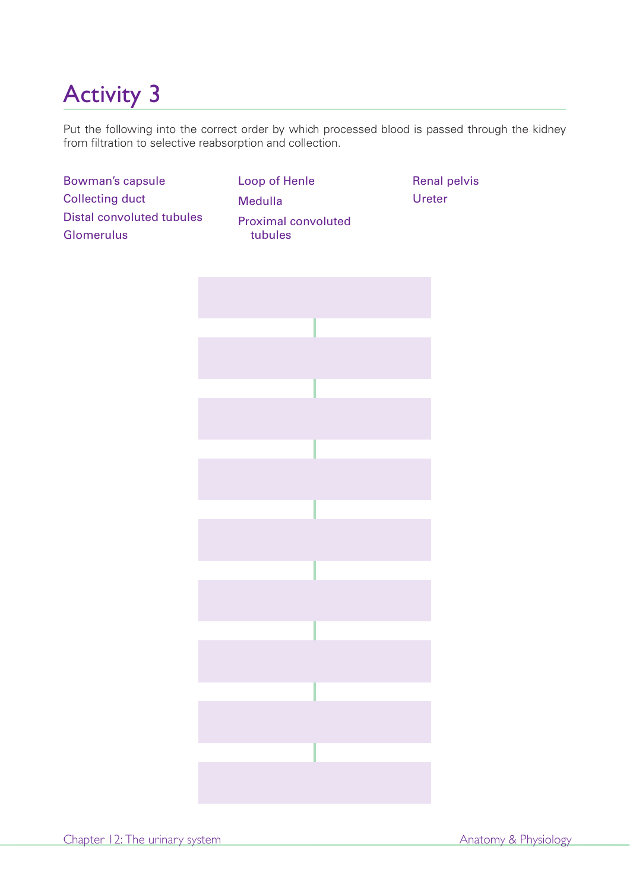# Activity 3

Put the following into the correct order by which processed blood is passed through the kidney from filtration to selective reabsorption and collection.

- Bowman's capsule
- Collecting duct
- Distal convoluted tubules
- Glomerulus
- Loop of Henle
- Medulla
- Proximal convoluted tubules
- Renal pelvis
- Ureter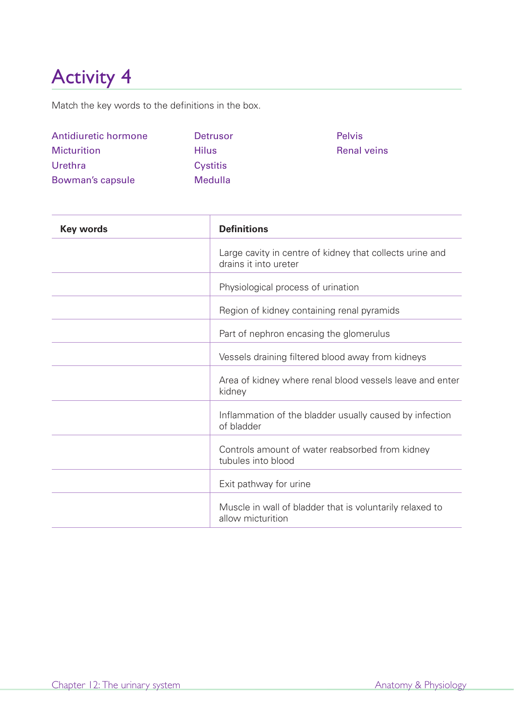# Activity 4

Match the key words to the definitions in the box.

Antidiuretic hormone
Micturition
Urethra
Bowman's capsule
Detrusor
Hilus
Cystitis
Medulla
Pelvis
Renal veins

| Key words | Definitions |
|---|---|
| | Large cavity in centre of kidney that collects urine and drains it into ureter |
| | Physiological process of urination |
| | Region of kidney containing renal pyramids |
| | Part of nephron encasing the glomerulus |
| | Vessels draining filtered blood away from kidneys |
| | Area of kidney where renal blood vessels leave and enter kidney |
| | Inflammation of the bladder usually caused by infection of bladder |
| | Controls amount of water reabsorbed from kidney tubules into blood |
| | Exit pathway for urine |
| | Muscle in wall of bladder that is voluntarily relaxed to allow micturition |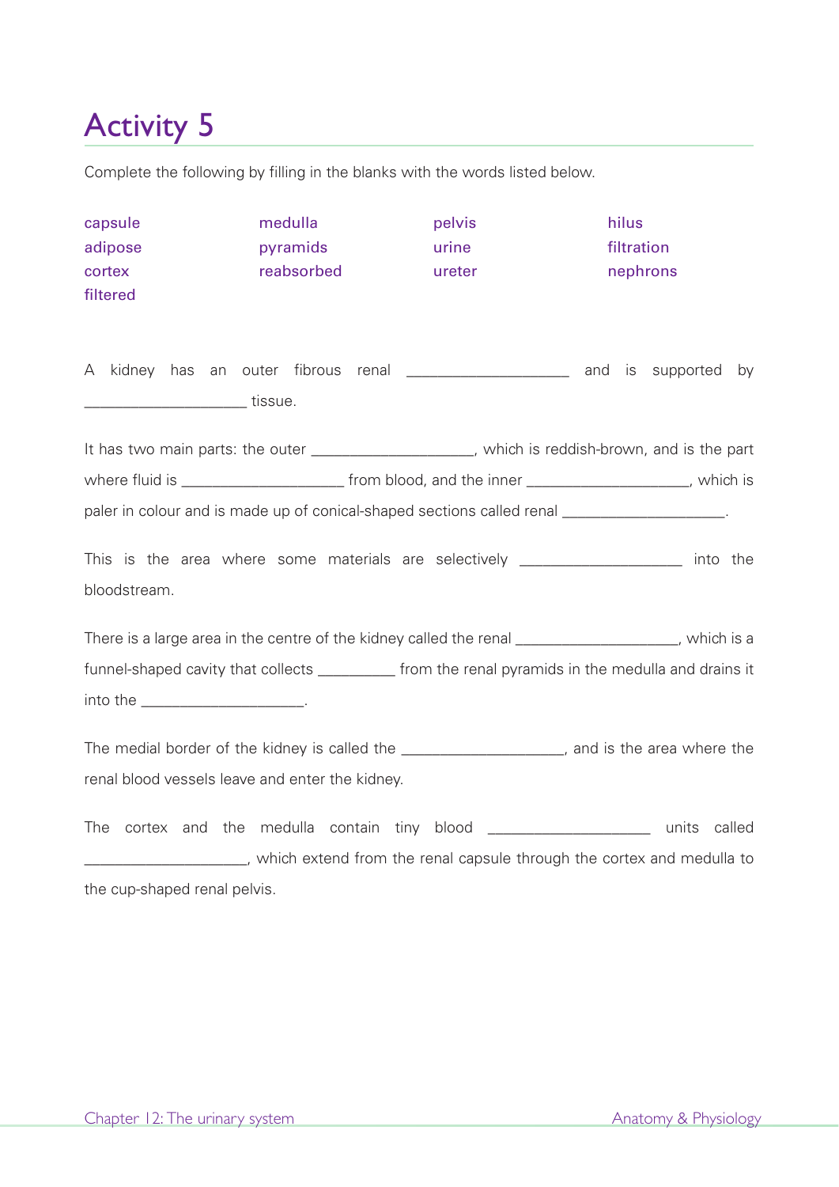# Activity 5

Complete the following by filling in the blanks with the words listed below.

| | | | |
|---|---|---|---|
| capsule | medulla | pelvis | hilus |
| adipose | pyramids | urine | filtration |
| cortex | reabsorbed | ureter | nephrons |
| filtered | | | |

A kidney has an outer fibrous renal ____________________ and is supported by ____________________ tissue.

It has two main parts: the outer ____________________, which is reddish-brown, and is the part where fluid is ____________________ from blood, and the inner ____________________, which is paler in colour and is made up of conical-shaped sections called renal ____________________.

This is the area where some materials are selectively ____________________ into the bloodstream.

There is a large area in the centre of the kidney called the renal ____________________, which is a funnel-shaped cavity that collects __________ from the renal pyramids in the medulla and drains it into the ____________________.

The medial border of the kidney is called the ____________________, and is the area where the renal blood vessels leave and enter the kidney.

The cortex and the medulla contain tiny blood ____________________ units called ____________________, which extend from the renal capsule through the cortex and medulla to the cup-shaped renal pelvis.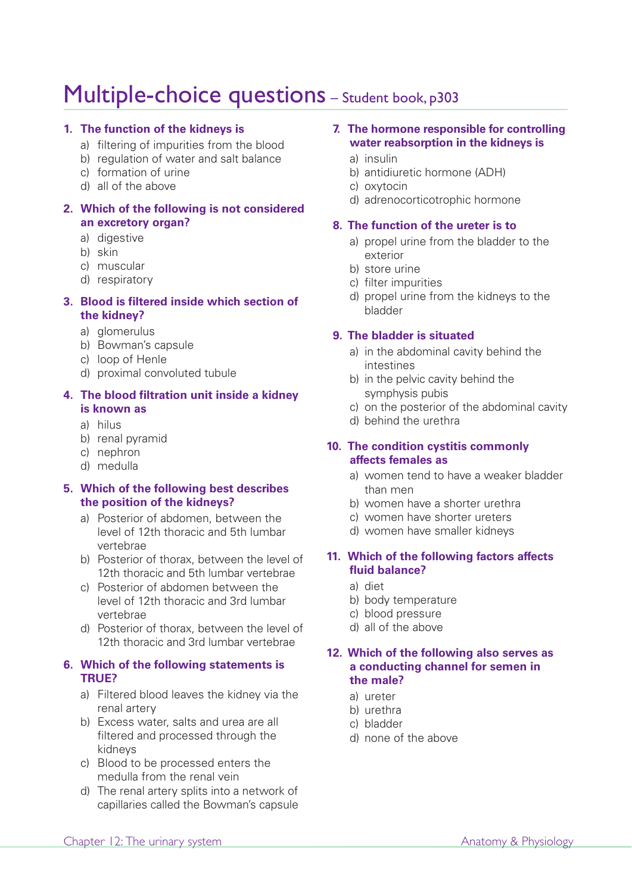# Multiple-choice questions – Student book, p303

**1. The function of the kidneys is**

a) filtering of impurities from the blood
b) regulation of water and salt balance
c) formation of urine
d) all of the above

**2. Which of the following is not considered an excretory organ?**

a) digestive
b) skin
c) muscular
d) respiratory

**3. Blood is filtered inside which section of the kidney?**

a) glomerulus
b) Bowman's capsule
c) loop of Henle
d) proximal convoluted tubule

**4. The blood filtration unit inside a kidney is known as**

a) hilus
b) renal pyramid
c) nephron
d) medulla

**5. Which of the following best describes the position of the kidneys?**

a) Posterior of abdomen, between the level of 12th thoracic and 5th lumbar vertebrae
b) Posterior of thorax, between the level of 12th thoracic and 5th lumbar vertebrae
c) Posterior of abdomen between the level of 12th thoracic and 3rd lumbar vertebrae
d) Posterior of thorax, between the level of 12th thoracic and 3rd lumbar vertebrae

**6. Which of the following statements is TRUE?**

a) Filtered blood leaves the kidney via the renal artery
b) Excess water, salts and urea are all filtered and processed through the kidneys
c) Blood to be processed enters the medulla from the renal vein
d) The renal artery splits into a network of capillaries called the Bowman's capsule

**7. The hormone responsible for controlling water reabsorption in the kidneys is**

a) insulin
b) antidiuretic hormone (ADH)
c) oxytocin
d) adrenocorticotrophic hormone

**8. The function of the ureter is to**

a) propel urine from the bladder to the exterior
b) store urine
c) filter impurities
d) propel urine from the kidneys to the bladder

**9. The bladder is situated**

a) in the abdominal cavity behind the intestines
b) in the pelvic cavity behind the symphysis pubis
c) on the posterior of the abdominal cavity
d) behind the urethra

**10. The condition cystitis commonly affects females as**

a) women tend to have a weaker bladder than men
b) women have a shorter urethra
c) women have shorter ureters
d) women have smaller kidneys

**11. Which of the following factors affects fluid balance?**

a) diet
b) body temperature
c) blood pressure
d) all of the above

**12. Which of the following also serves as a conducting channel for semen in the male?**

a) ureter
b) urethra
c) bladder
d) none of the above